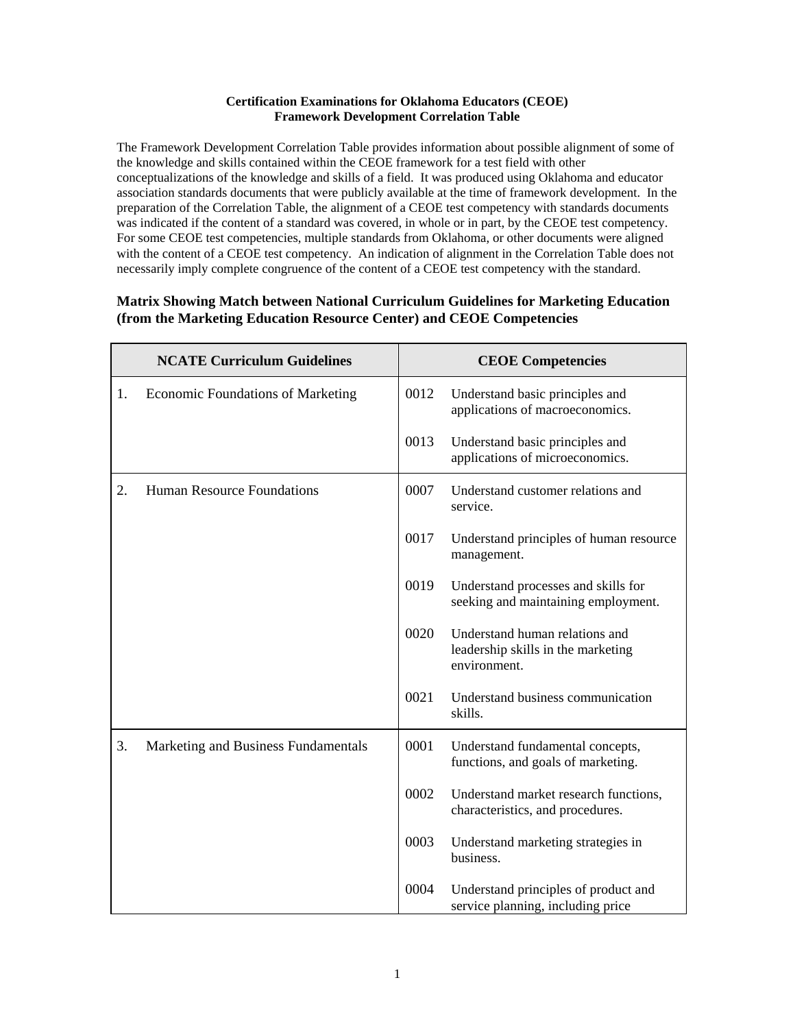**Certification Examinations for Oklahoma Educators (CEOE)**
**Framework Development Correlation Table**

The Framework Development Correlation Table provides information about possible alignment of some of the knowledge and skills contained within the CEOE framework for a test field with other conceptualizations of the knowledge and skills of a field. It was produced using Oklahoma and educator association standards documents that were publicly available at the time of framework development. In the preparation of the Correlation Table, the alignment of a CEOE test competency with standards documents was indicated if the content of a standard was covered, in whole or in part, by the CEOE test competency. For some CEOE test competencies, multiple standards from Oklahoma, or other documents were aligned with the content of a CEOE test competency. An indication of alignment in the Correlation Table does not necessarily imply complete congruence of the content of a CEOE test competency with the standard.

## Matrix Showing Match between National Curriculum Guidelines for Marketing Education (from the Marketing Education Resource Center) and CEOE Competencies

| NCATE Curriculum Guidelines | CEOE Competencies |
|---|---|
| 1. Economic Foundations of Marketing | 0012 Understand basic principles and applications of macroeconomics. |
| | 0013 Understand basic principles and applications of microeconomics. |
| 2. Human Resource Foundations | 0007 Understand customer relations and service. |
| | 0017 Understand principles of human resource management. |
| | 0019 Understand processes and skills for seeking and maintaining employment. |
| | 0020 Understand human relations and leadership skills in the marketing environment. |
| | 0021 Understand business communication skills. |
| 3. Marketing and Business Fundamentals | 0001 Understand fundamental concepts, functions, and goals of marketing. |
| | 0002 Understand market research functions, characteristics, and procedures. |
| | 0003 Understand marketing strategies in business. |
| | 0004 Understand principles of product and service planning, including price |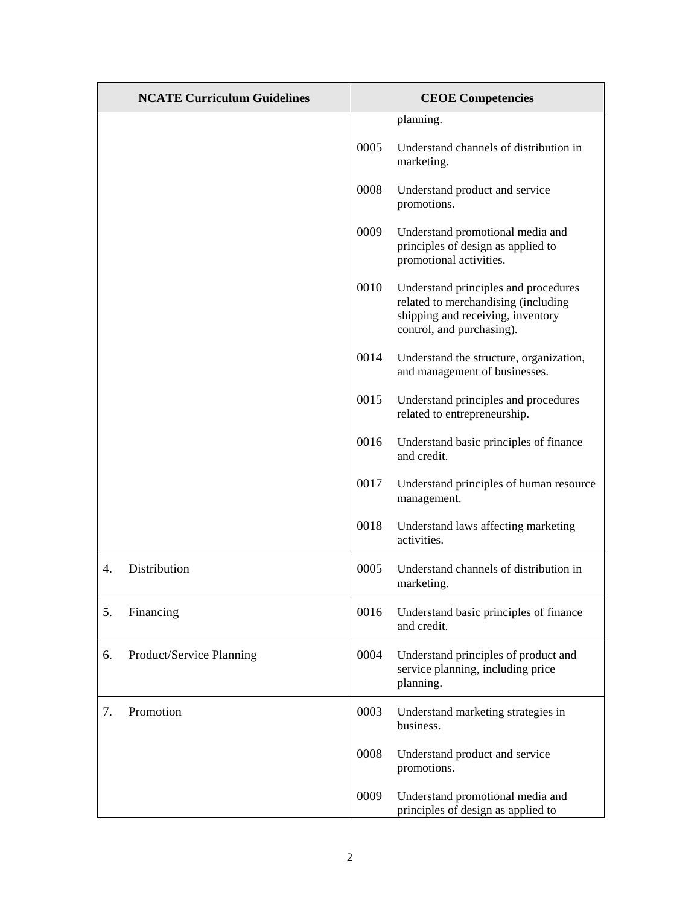| NCATE Curriculum Guidelines | CEOE Competencies |
|---|---|
| | planning. |
| | 0005 Understand channels of distribution in marketing. |
| | 0008 Understand product and service promotions. |
| | 0009 Understand promotional media and principles of design as applied to promotional activities. |
| | 0010 Understand principles and procedures related to merchandising (including shipping and receiving, inventory control, and purchasing). |
| | 0014 Understand the structure, organization, and management of businesses. |
| | 0015 Understand principles and procedures related to entrepreneurship. |
| | 0016 Understand basic principles of finance and credit. |
| | 0017 Understand principles of human resource management. |
| | 0018 Understand laws affecting marketing activities. |
| 4. Distribution | 0005 Understand channels of distribution in marketing. |
| 5. Financing | 0016 Understand basic principles of finance and credit. |
| 6. Product/Service Planning | 0004 Understand principles of product and service planning, including price planning. |
| 7. Promotion | 0003 Understand marketing strategies in business. |
| | 0008 Understand product and service promotions. |
| | 0009 Understand promotional media and principles of design as applied to |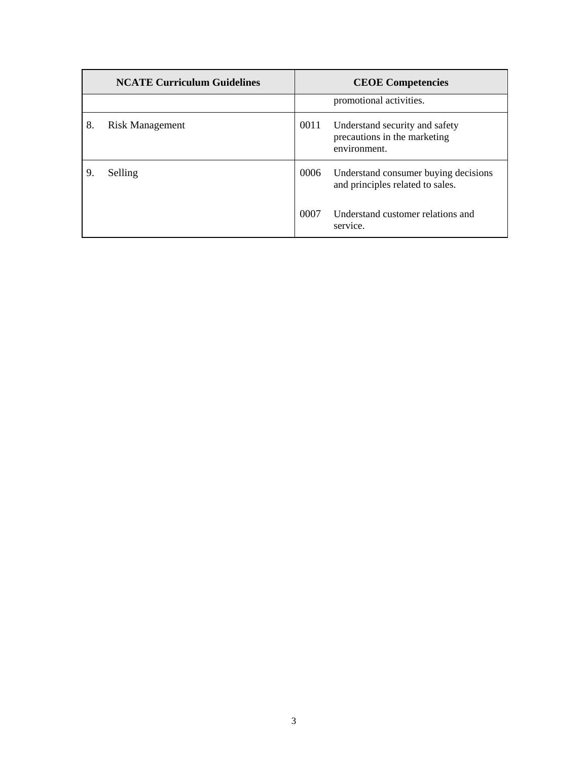| NCATE Curriculum Guidelines | CEOE Competencies |
|---|---|
| | promotional activities. |
| 8. Risk Management | 0011 Understand security and safety precautions in the marketing environment. |
| 9. Selling | 0006 Understand consumer buying decisions and principles related to sales.<br><br>0007 Understand customer relations and service. |